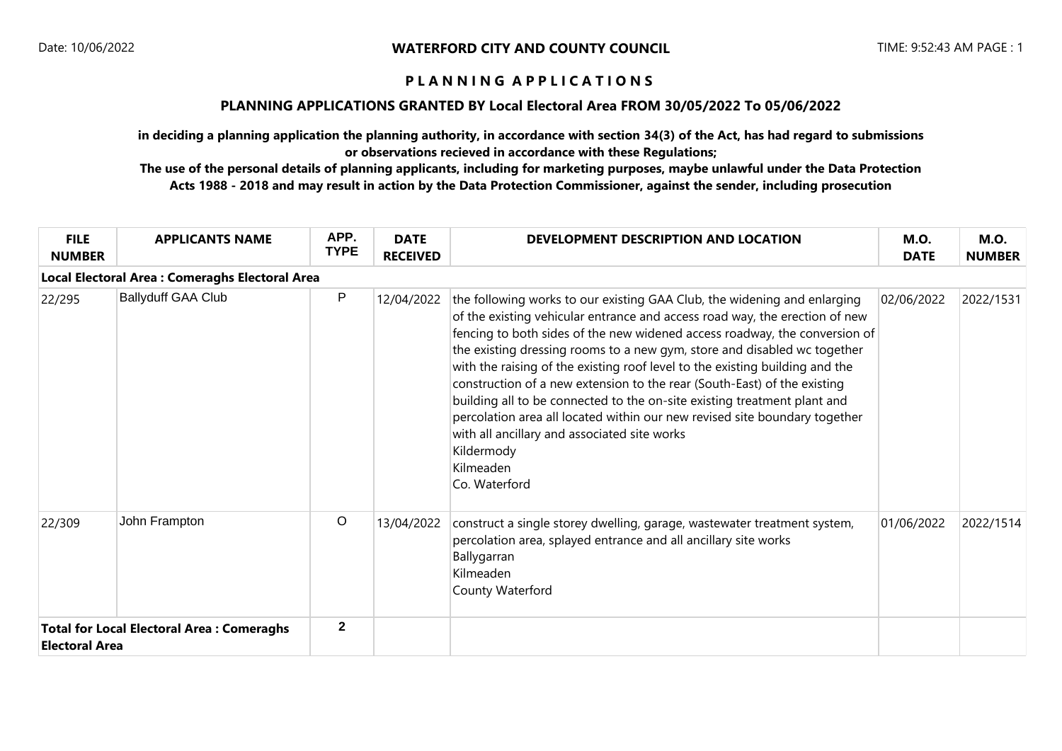**WATERFORD CITY AND COUNTY COUNCIL**

Date: 10/06/2022

TIME: 9:52:43 AM PAGE : 1

## P L A N N I N G A P P L I C A T I O N S

### PLANNING APPLICATIONS GRANTED BY Local Electoral Area FROM 30/05/2022 To 05/06/2022

**in deciding a planning application the planning authority, in accordance with section 34(3) of the Act, has had regard to submissions or observations recieved in accordance with these Regulations;**

**The use of the personal details of planning applicants, including for marketing purposes, maybe unlawful under the Data Protection Acts 1988 - 2018 and may result in action by the Data Protection Commissioner, against the sender, including prosecution**

| FILE NUMBER | APPLICANTS NAME | APP. TYPE | DATE RECEIVED | DEVELOPMENT DESCRIPTION AND LOCATION | M.O. DATE | M.O. NUMBER |
|---|---|---|---|---|---|---|
| **Local Electoral Area : Comeraghs Electoral Area** | | | | | | |
| 22/295 | Ballyduff GAA Club | P | 12/04/2022 | the following works to our existing GAA Club, the widening and enlarging of the existing vehicular entrance and access road way, the erection of new fencing to both sides of the new widened access roadway, the conversion of the existing dressing rooms to a new gym, store and disabled wc together with the raising of the existing roof level to the existing building and the construction of a new extension to the rear (South-East) of the existing building all to be connected to the on-site existing treatment plant and percolation area all located within our new revised site boundary together with all ancillary and associated site works Kildermody Kilmeaden Co. Waterford | 02/06/2022 | 2022/1531 |
| 22/309 | John Frampton | O | 13/04/2022 | construct a single storey dwelling, garage, wastewater treatment system, percolation area, splayed entrance and all ancillary site works Ballygarran Kilmeaden County Waterford | 01/06/2022 | 2022/1514 |
| **Total for Local Electoral Area : Comeraghs Electoral Area** | | **2** | | | | |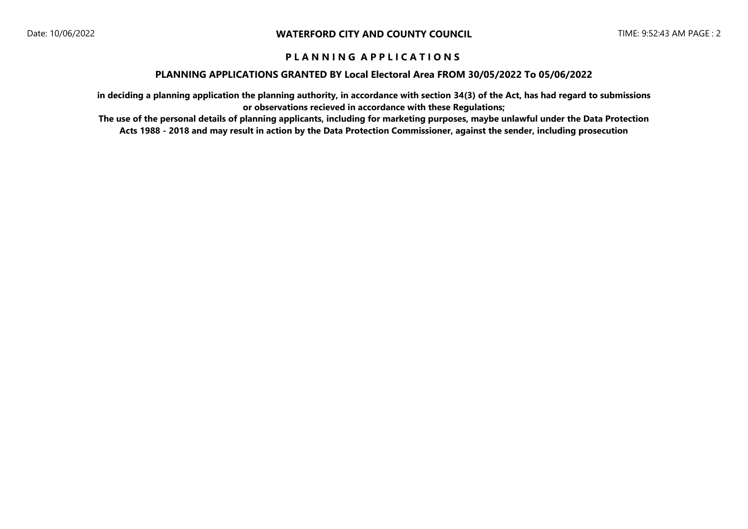# PLANNING APPLICATIONS

## PLANNING APPLICATIONS GRANTED BY Local Electoral Area FROM 30/05/2022 To 05/06/2022

**in deciding a planning application the planning authority, in accordance with section 34(3) of the Act, has had regard to submissions or observations recieved in accordance with these Regulations;**

**The use of the personal details of planning applicants, including for marketing purposes, maybe unlawful under the Data Protection Acts 1988 - 2018 and may result in action by the Data Protection Commissioner, against the sender, including prosecution**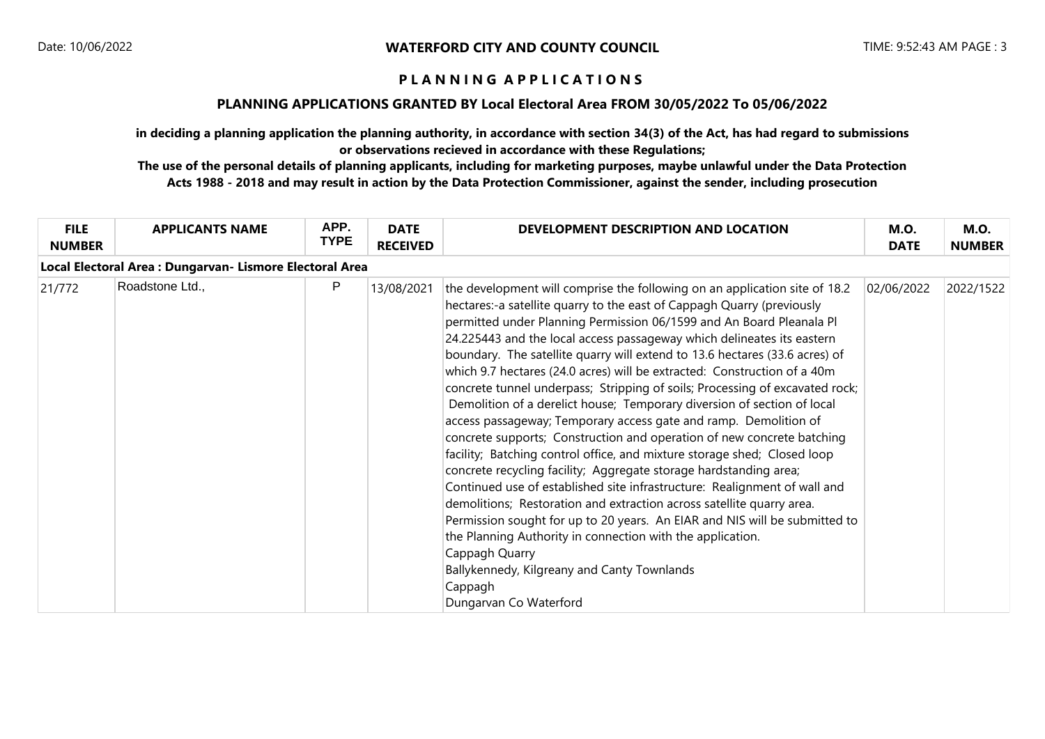**WATERFORD CITY AND COUNTY COUNCIL**

Date: 10/06/2022

TIME: 9:52:43 AM

## P L A N N I N G   A P P L I C A T I O N S

### PLANNING APPLICATIONS GRANTED BY Local Electoral Area FROM 30/05/2022 To 05/06/2022

**in deciding a planning application the planning authority, in accordance with section 34(3) of the Act, has had regard to submissions or observations recieved in accordance with these Regulations;**

**The use of the personal details of planning applicants, including for marketing purposes, maybe unlawful under the Data Protection Acts 1988 - 2018 and may result in action by the Data Protection Commissioner, against the sender, including prosecution**

| FILE NUMBER | APPLICANTS NAME | APP. TYPE | DATE RECEIVED | DEVELOPMENT DESCRIPTION AND LOCATION | M.O. DATE | M.O. NUMBER |
|---|---|---|---|---|---|---|
| **Local Electoral Area : Dungarvan- Lismore Electoral Area** | | | | | | |
| 21/772 | Roadstone Ltd., | P | 13/08/2021 | the development will comprise the following on an application site of 18.2 hectares:-a satellite quarry to the east of Cappagh Quarry (previously permitted under Planning Permission 06/1599 and An Board Pleanala Pl 24.225443 and the local access passageway which delineates its eastern boundary. The satellite quarry will extend to 13.6 hectares (33.6 acres) of which 9.7 hectares (24.0 acres) will be extracted: Construction of a 40m concrete tunnel underpass; Stripping of soils; Processing of excavated rock; Demolition of a derelict house; Temporary diversion of section of local access passageway; Temporary access gate and ramp. Demolition of concrete supports; Construction and operation of new concrete batching facility; Batching control office, and mixture storage shed; Closed loop concrete recycling facility; Aggregate storage hardstanding area; Continued use of established site infrastructure: Realignment of wall and demolitions; Restoration and extraction across satellite quarry area. Permission sought for up to 20 years. An EIAR and NIS will be submitted to the Planning Authority in connection with the application.<br>Cappagh Quarry<br>Ballykennedy, Kilgreany and Canty Townlands<br>Cappagh<br>Dungarvan Co Waterford | 02/06/2022 | 2022/1522 |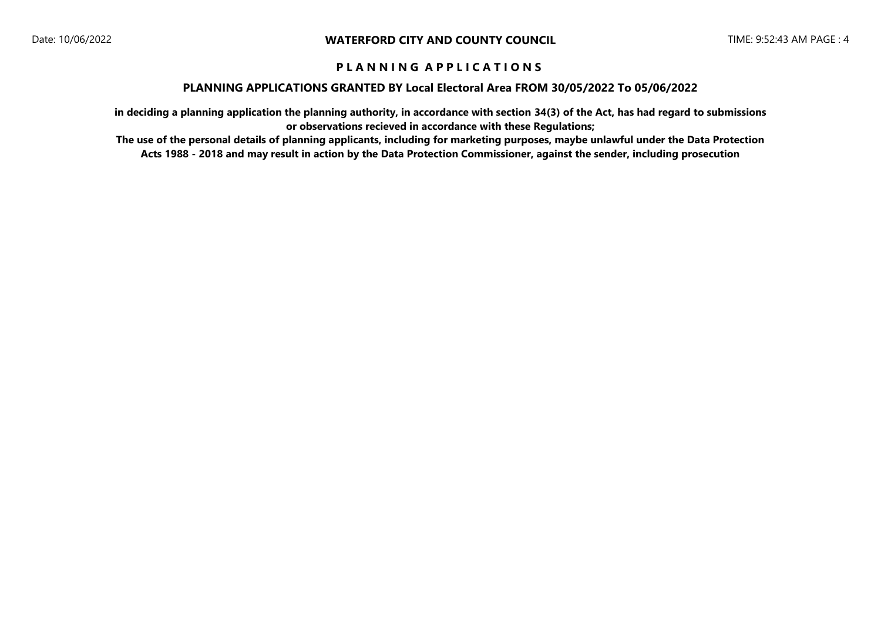# WATERFORD CITY AND COUNTY COUNCIL

## P L A N N I N G   A P P L I C A T I O N S

### PLANNING APPLICATIONS GRANTED BY Local Electoral Area FROM 30/05/2022 To 05/06/2022

**in deciding a planning application the planning authority, in accordance with section 34(3) of the Act, has had regard to submissions or observations recieved in accordance with these Regulations;**

**The use of the personal details of planning applicants, including for marketing purposes, maybe unlawful under the Data Protection Acts 1988 - 2018 and may result in action by the Data Protection Commissioner, against the sender, including prosecution**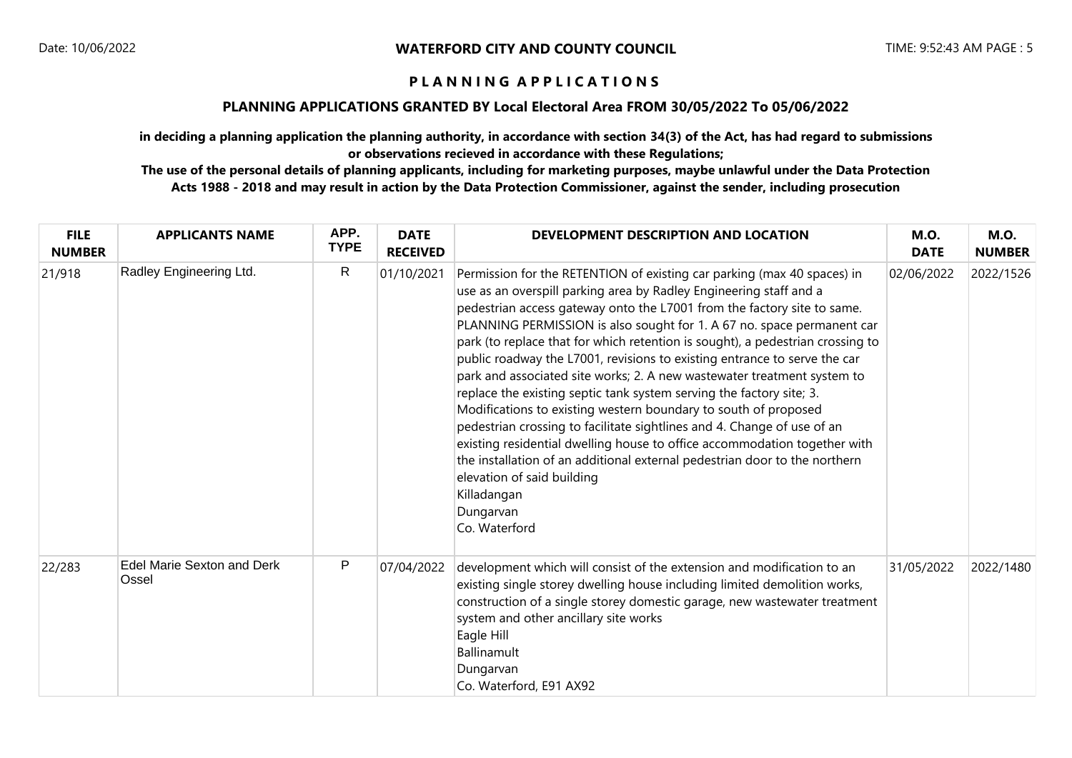**WATERFORD CITY AND COUNTY COUNCIL**

# PLANNING APPLICATIONS

## PLANNING APPLICATIONS GRANTED BY Local Electoral Area FROM 30/05/2022 To 05/06/2022

**in deciding a planning application the planning authority, in accordance with section 34(3) of the Act, has had regard to submissions or observations recieved in accordance with these Regulations;**

**The use of the personal details of planning applicants, including for marketing purposes, maybe unlawful under the Data Protection Acts 1988 - 2018 and may result in action by the Data Protection Commissioner, against the sender, including prosecution**

| FILE NUMBER | APPLICANTS NAME | APP. TYPE | DATE RECEIVED | DEVELOPMENT DESCRIPTION AND LOCATION | M.O. DATE | M.O. NUMBER |
|---|---|---|---|---|---|---|
| 21/918 | Radley Engineering Ltd. | R | 01/10/2021 | Permission for the RETENTION of existing car parking (max 40 spaces) in use as an overspill parking area by Radley Engineering staff and a pedestrian access gateway onto the L7001 from the factory site to same. PLANNING PERMISSION is also sought for 1. A 67 no. space permanent car park (to replace that for which retention is sought), a pedestrian crossing to public roadway the L7001, revisions to existing entrance to serve the car park and associated site works; 2. A new wastewater treatment system to replace the existing septic tank system serving the factory site; 3. Modifications to existing western boundary to south of proposed pedestrian crossing to facilitate sightlines and 4. Change of use of an existing residential dwelling house to office accommodation together with the installation of an additional external pedestrian door to the northern elevation of said building<br>Killadangan<br>Dungarvan<br>Co. Waterford | 02/06/2022 | 2022/1526 |
| 22/283 | Edel Marie Sexton and Derk Ossel | P | 07/04/2022 | development which will consist of the extension and modification to an existing single storey dwelling house including limited demolition works, construction of a single storey domestic garage, new wastewater treatment system and other ancillary site works<br>Eagle Hill<br>Ballinamult<br>Dungarvan<br>Co. Waterford, E91 AX92 | 31/05/2022 | 2022/1480 |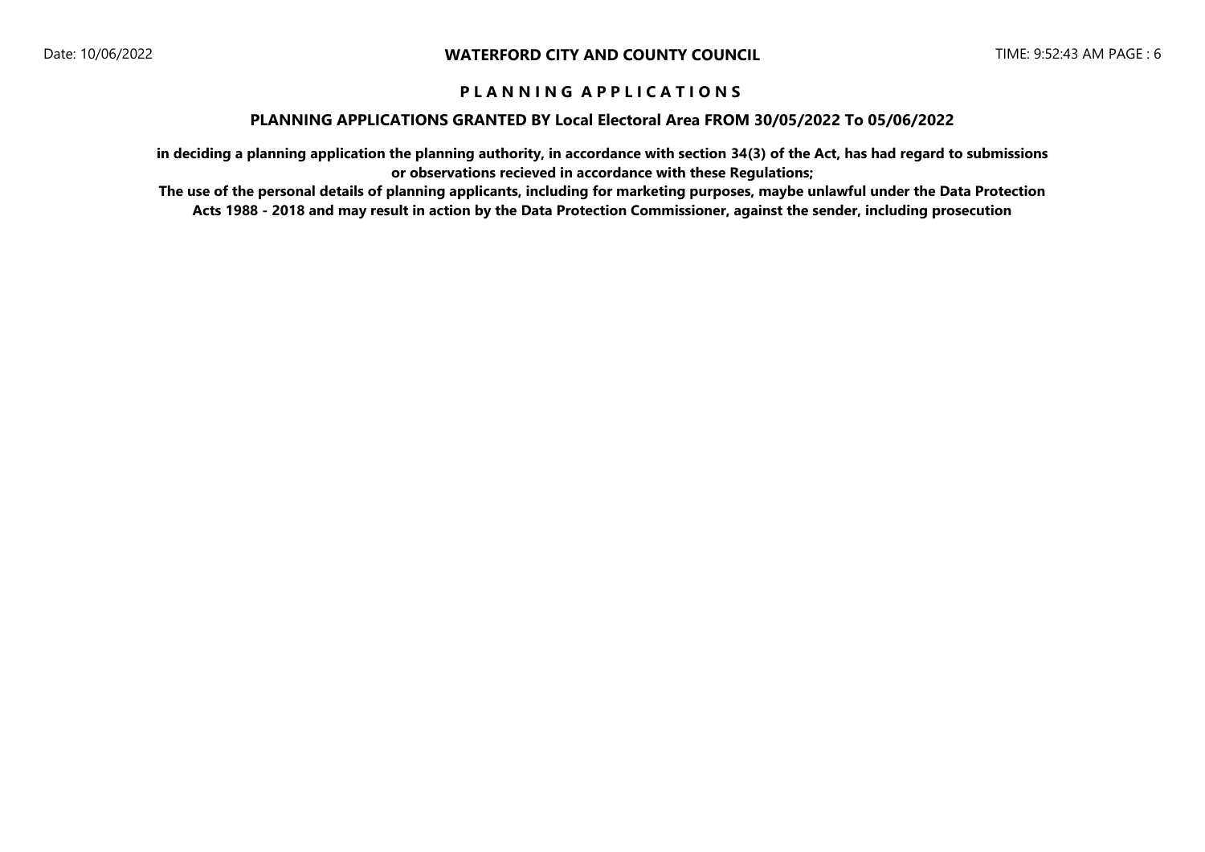# P L A N N I N G  A P P L I C A T I O N S

## PLANNING APPLICATIONS GRANTED BY Local Electoral Area FROM 30/05/2022 To 05/06/2022

**in deciding a planning application the planning authority, in accordance with section 34(3) of the Act, has had regard to submissions or observations recieved in accordance with these Regulations;**

**The use of the personal details of planning applicants, including for marketing purposes, maybe unlawful under the Data Protection Acts 1988 - 2018 and may result in action by the Data Protection Commissioner, against the sender, including prosecution**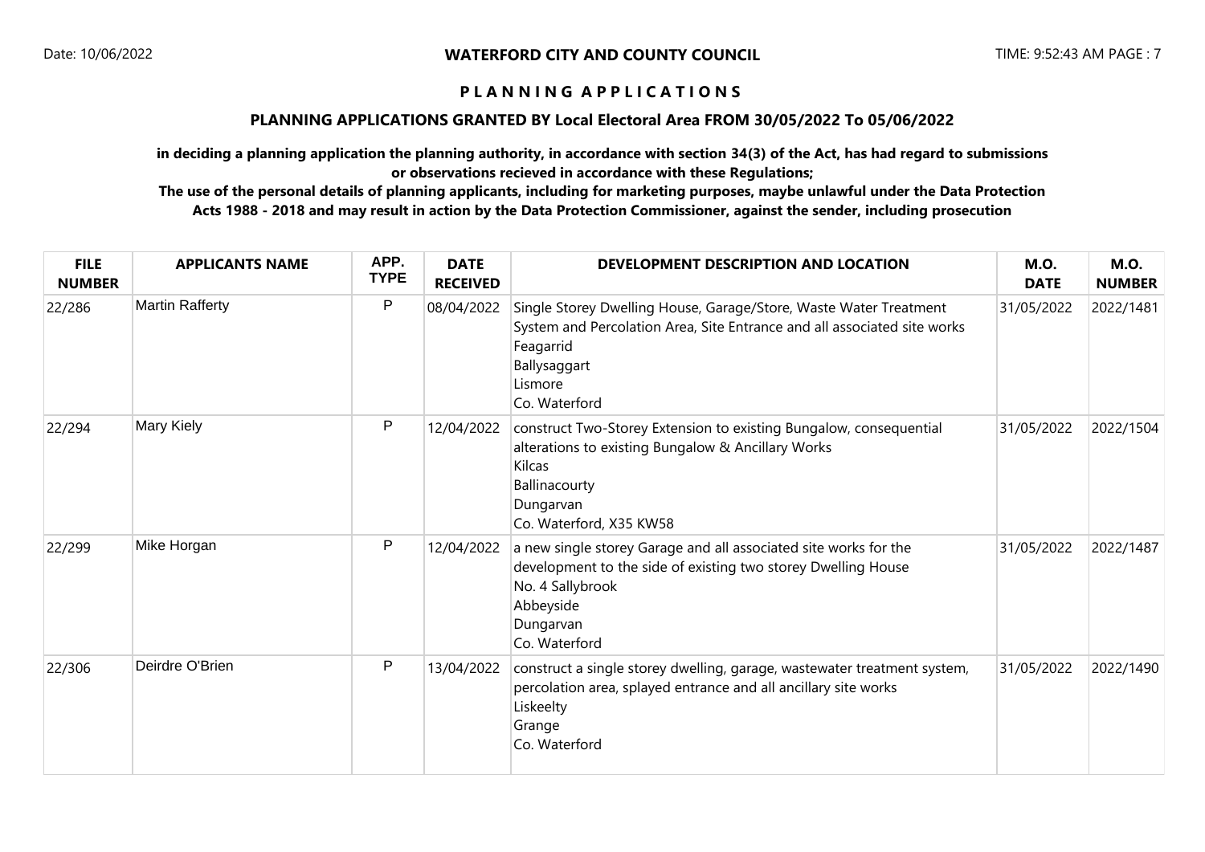**WATERFORD CITY AND COUNTY COUNCIL**

**P L A N N I N G A P P L I C A T I O N S**

**PLANNING APPLICATIONS GRANTED BY Local Electoral Area FROM 30/05/2022 To 05/06/2022**

**in deciding a planning application the planning authority, in accordance with section 34(3) of the Act, has had regard to submissions or observations recieved in accordance with these Regulations;**

**The use of the personal details of planning applicants, including for marketing purposes, maybe unlawful under the Data Protection Acts 1988 - 2018 and may result in action by the Data Protection Commissioner, against the sender, including prosecution**

| FILE NUMBER | APPLICANTS NAME | APP. TYPE | DATE RECEIVED | DEVELOPMENT DESCRIPTION AND LOCATION | M.O. DATE | M.O. NUMBER |
|---|---|---|---|---|---|---|
| 22/286 | Martin Rafferty | P | 08/04/2022 | Single Storey Dwelling House, Garage/Store, Waste Water Treatment System and Percolation Area, Site Entrance and all associated site works<br>Feagarrid<br>Ballysaggart<br>Lismore<br>Co. Waterford | 31/05/2022 | 2022/1481 |
| 22/294 | Mary Kiely | P | 12/04/2022 | construct Two-Storey Extension to existing Bungalow, consequential alterations to existing Bungalow & Ancillary Works<br>Kilcas<br>Ballinacourty<br>Dungarvan<br>Co. Waterford, X35 KW58 | 31/05/2022 | 2022/1504 |
| 22/299 | Mike Horgan | P | 12/04/2022 | a new single storey Garage and all associated site works for the development to the side of existing two storey Dwelling House<br>No. 4 Sallybrook<br>Abbeyside<br>Dungarvan<br>Co. Waterford | 31/05/2022 | 2022/1487 |
| 22/306 | Deirdre O'Brien | P | 13/04/2022 | construct a single storey dwelling, garage, wastewater treatment system, percolation area, splayed entrance and all ancillary site works<br>Liskeelty<br>Grange<br>Co. Waterford | 31/05/2022 | 2022/1490 |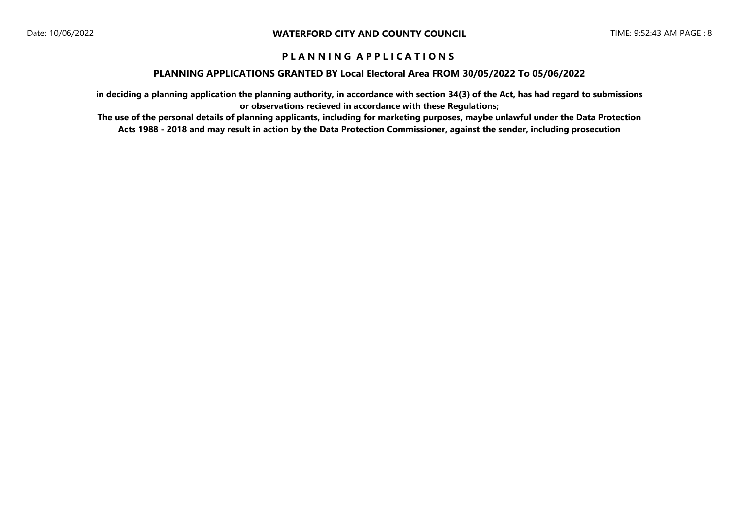# P L A N N I N G   A P P L I C A T I O N S

## PLANNING APPLICATIONS GRANTED BY Local Electoral Area FROM 30/05/2022 To 05/06/2022

**in deciding a planning application the planning authority, in accordance with section 34(3) of the Act, has had regard to submissions or observations recieved in accordance with these Regulations;**

**The use of the personal details of planning applicants, including for marketing purposes, maybe unlawful under the Data Protection Acts 1988 - 2018 and may result in action by the Data Protection Commissioner, against the sender, including prosecution**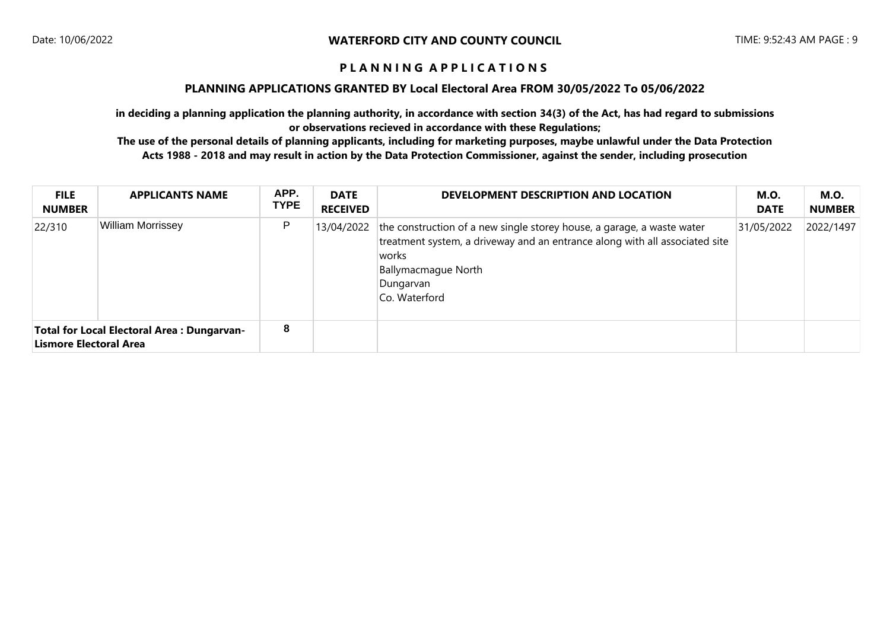# WATERFORD CITY AND COUNTY COUNCIL

## P L A N N I N G   A P P L I C A T I O N S

### PLANNING APPLICATIONS GRANTED BY Local Electoral Area FROM 30/05/2022 To 05/06/2022

**in deciding a planning application the planning authority, in accordance with section 34(3) of the Act, has had regard to submissions or observations recieved in accordance with these Regulations;**

**The use of the personal details of planning applicants, including for marketing purposes, maybe unlawful under the Data Protection Acts 1988 - 2018 and may result in action by the Data Protection Commissioner, against the sender, including prosecution**

| FILE NUMBER | APPLICANTS NAME | APP. TYPE | DATE RECEIVED | DEVELOPMENT DESCRIPTION AND LOCATION | M.O. DATE | M.O. NUMBER |
|---|---|---|---|---|---|---|
| 22/310 | William Morrissey | P | 13/04/2022 | the construction of a new single storey house, a garage, a waste water treatment system, a driveway and an entrance along with all associated site works<br>Ballymacmague North<br>Dungarvan<br>Co. Waterford | 31/05/2022 | 2022/1497 |
| **Total for Local Electoral Area : Dungarvan-Lismore Electoral Area** | | **8** | | | | |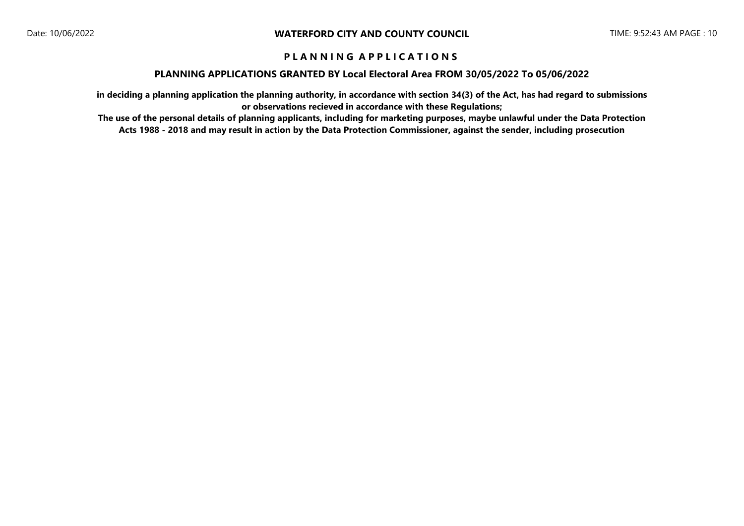# WATERFORD CITY AND COUNTY COUNCIL

## P L A N N I N G   A P P L I C A T I O N S

### PLANNING APPLICATIONS GRANTED BY Local Electoral Area FROM 30/05/2022 To 05/06/2022

**in deciding a planning application the planning authority, in accordance with section 34(3) of the Act, has had regard to submissions or observations recieved in accordance with these Regulations;**

**The use of the personal details of planning applicants, including for marketing purposes, maybe unlawful under the Data Protection Acts 1988 - 2018 and may result in action by the Data Protection Commissioner, against the sender, including prosecution**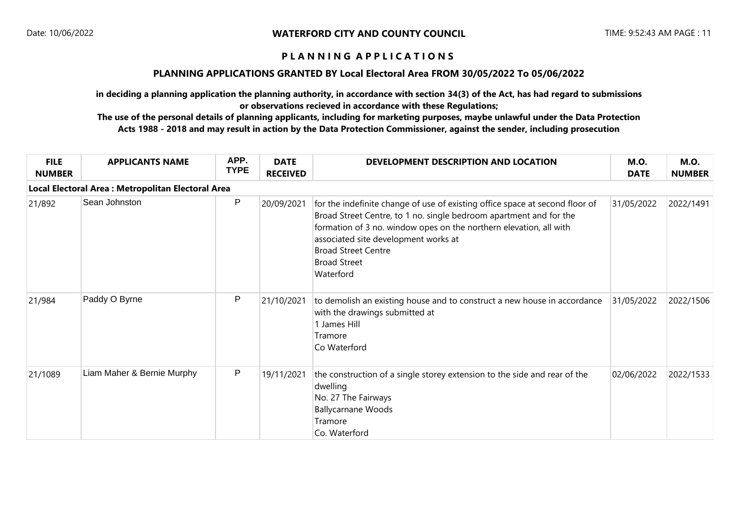# WATERFORD CITY AND COUNTY COUNCIL

## P L A N N I N G   A P P L I C A T I O N S

### PLANNING APPLICATIONS GRANTED BY Local Electoral Area FROM 30/05/2022 To 05/06/2022

**in deciding a planning application the planning authority, in accordance with section 34(3) of the Act, has had regard to submissions or observations recieved in accordance with these Regulations;**

**The use of the personal details of planning applicants, including for marketing purposes, maybe unlawful under the Data Protection Acts 1988 - 2018 and may result in action by the Data Protection Commissioner, against the sender, including prosecution**

| FILE NUMBER | APPLICANTS NAME | APP. TYPE | DATE RECEIVED | DEVELOPMENT DESCRIPTION AND LOCATION | M.O. DATE | M.O. NUMBER |
|---|---|---|---|---|---|---|
| **Local Electoral Area : Metropolitan Electoral Area** | | | | | | |
| 21/892 | Sean Johnston | P | 20/09/2021 | for the indefinite change of use of existing office space at second floor of Broad Street Centre, to 1 no. single bedroom apartment and for the formation of 3 no. window opes on the northern elevation, all with associated site development works at<br>Broad Street Centre<br>Broad Street<br>Waterford | 31/05/2022 | 2022/1491 |
| 21/984 | Paddy O Byrne | P | 21/10/2021 | to demolish an existing house and to construct a new house in accordance with the drawings submitted at<br>1 James Hill<br>Tramore<br>Co Waterford | 31/05/2022 | 2022/1506 |
| 21/1089 | Liam Maher & Bernie Murphy | P | 19/11/2021 | the construction of a single storey extension to the side and rear of the dwelling<br>No. 27 The Fairways<br>Ballycarnane Woods<br>Tramore<br>Co. Waterford | 02/06/2022 | 2022/1533 |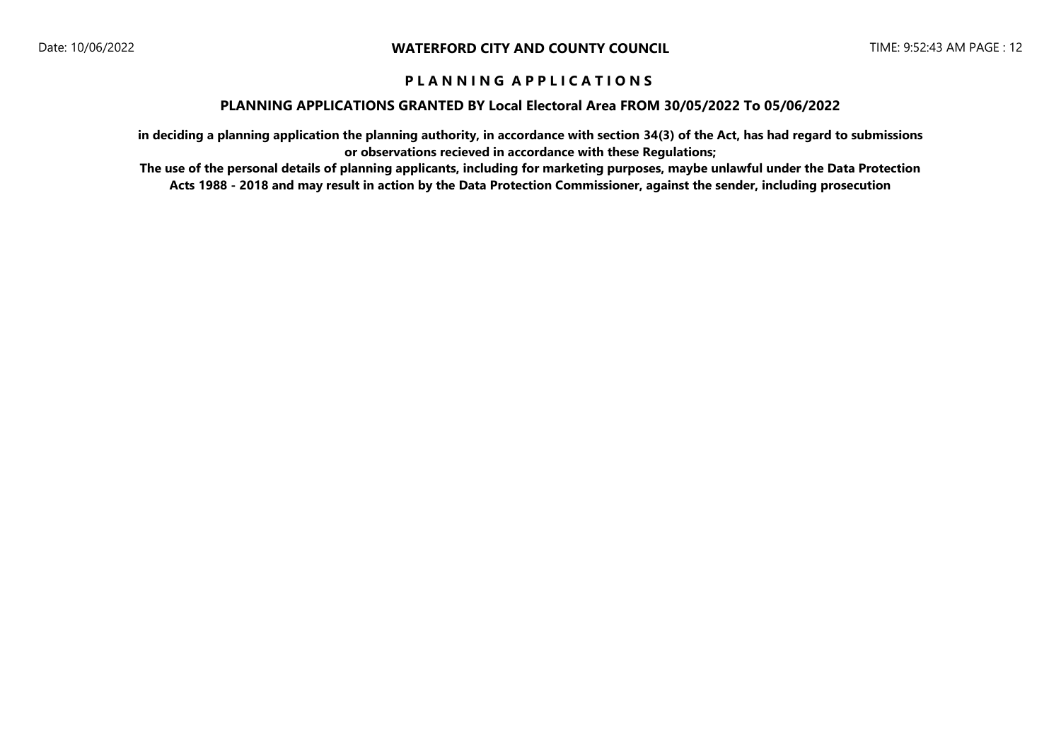**WATERFORD CITY AND COUNTY COUNCIL**

**P L A N N I N G   A P P L I C A T I O N S**

**PLANNING APPLICATIONS GRANTED BY Local Electoral Area FROM 30/05/2022 To 05/06/2022**

**in deciding a planning application the planning authority, in accordance with section 34(3) of the Act, has had regard to submissions or observations recieved in accordance with these Regulations;**

**The use of the personal details of planning applicants, including for marketing purposes, maybe unlawful under the Data Protection Acts 1988 - 2018 and may result in action by the Data Protection Commissioner, against the sender, including prosecution**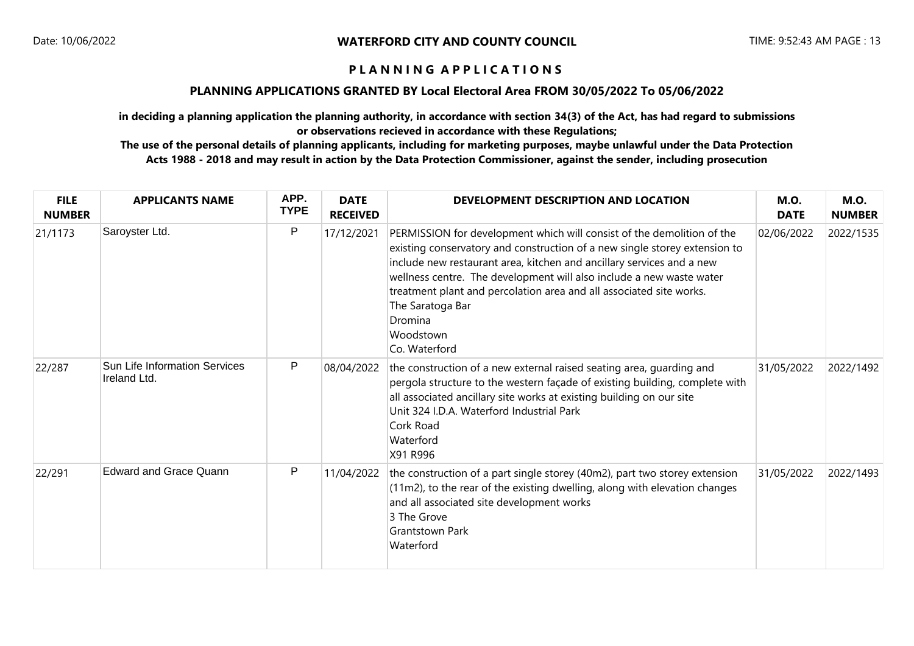**WATERFORD CITY AND COUNTY COUNCIL**

# P L A N N I N G   A P P L I C A T I O N S

## PLANNING APPLICATIONS GRANTED BY Local Electoral Area FROM 30/05/2022 To 05/06/2022

**in deciding a planning application the planning authority, in accordance with section 34(3) of the Act, has had regard to submissions or observations recieved in accordance with these Regulations;**

**The use of the personal details of planning applicants, including for marketing purposes, maybe unlawful under the Data Protection Acts 1988 - 2018 and may result in action by the Data Protection Commissioner, against the sender, including prosecution**

| FILE NUMBER | APPLICANTS NAME | APP. TYPE | DATE RECEIVED | DEVELOPMENT DESCRIPTION AND LOCATION | M.O. DATE | M.O. NUMBER |
|---|---|---|---|---|---|---|
| 21/1173 | Saroyster Ltd. | P | 17/12/2021 | PERMISSION for development which will consist of the demolition of the existing conservatory and construction of a new single storey extension to include new restaurant area, kitchen and ancillary services and a new wellness centre. The development will also include a new waste water treatment plant and percolation area and all associated site works.<br>The Saratoga Bar<br>Dromina<br>Woodstown<br>Co. Waterford | 02/06/2022 | 2022/1535 |
| 22/287 | Sun Life Information Services Ireland Ltd. | P | 08/04/2022 | the construction of a new external raised seating area, guarding and pergola structure to the western façade of existing building, complete with all associated ancillary site works at existing building on our site<br>Unit 324 I.D.A. Waterford Industrial Park<br>Cork Road<br>Waterford<br>X91 R996 | 31/05/2022 | 2022/1492 |
| 22/291 | Edward and Grace Quann | P | 11/04/2022 | the construction of a part single storey (40m2), part two storey extension (11m2), to the rear of the existing dwelling, along with elevation changes and all associated site development works<br>3 The Grove<br>Grantstown Park<br>Waterford | 31/05/2022 | 2022/1493 |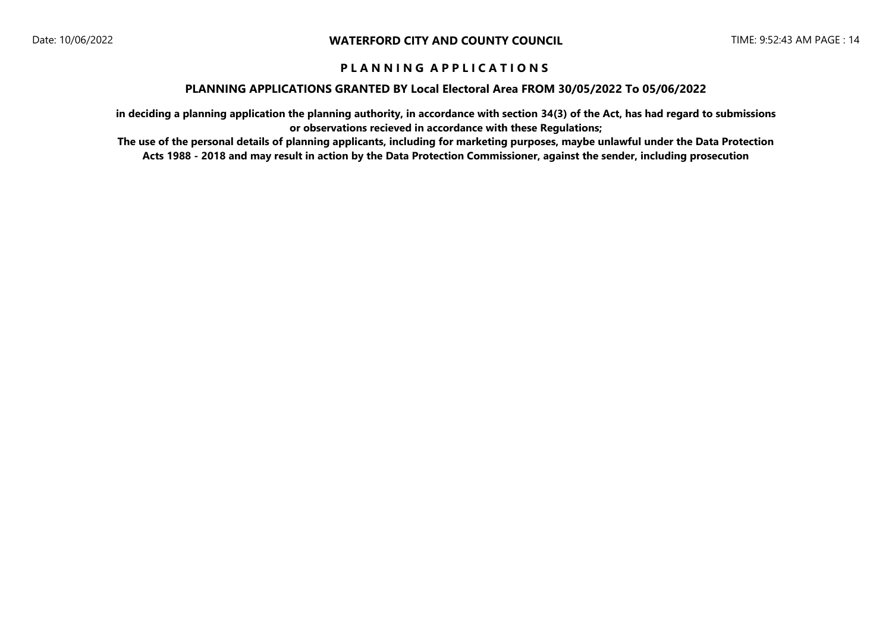# PLANNING APPLICATIONS

## PLANNING APPLICATIONS GRANTED BY Local Electoral Area FROM 30/05/2022 To 05/06/2022

**in deciding a planning application the planning authority, in accordance with section 34(3) of the Act, has had regard to submissions or observations recieved in accordance with these Regulations;**

**The use of the personal details of planning applicants, including for marketing purposes, maybe unlawful under the Data Protection Acts 1988 - 2018 and may result in action by the Data Protection Commissioner, against the sender, including prosecution**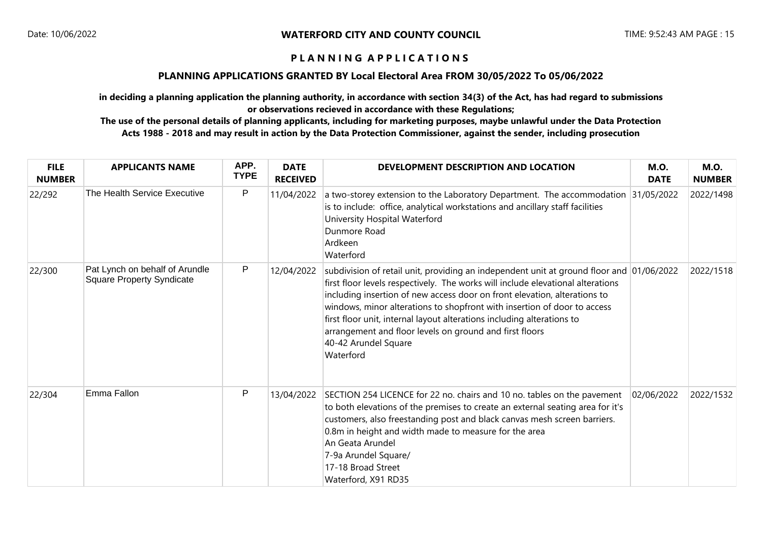## PLANNING APPLICATIONS

### PLANNING APPLICATIONS GRANTED BY Local Electoral Area FROM 30/05/2022 To 05/06/2022

**in deciding a planning application the planning authority, in accordance with section 34(3) of the Act, has had regard to submissions or observations recieved in accordance with these Regulations;**

**The use of the personal details of planning applicants, including for marketing purposes, maybe unlawful under the Data Protection Acts 1988 - 2018 and may result in action by the Data Protection Commissioner, against the sender, including prosecution**

| FILE NUMBER | APPLICANTS NAME | APP. TYPE | DATE RECEIVED | DEVELOPMENT DESCRIPTION AND LOCATION | M.O. DATE | M.O. NUMBER |
|---|---|---|---|---|---|---|
| 22/292 | The Health Service Executive | P | 11/04/2022 | a two-storey extension to the Laboratory Department. The accommodation is to include: office, analytical workstations and ancillary staff facilities<br>University Hospital Waterford<br>Dunmore Road<br>Ardkeen<br>Waterford | 31/05/2022 | 2022/1498 |
| 22/300 | Pat Lynch on behalf of Arundle Square Property Syndicate | P | 12/04/2022 | subdivision of retail unit, providing an independent unit at ground floor and first floor levels respectively. The works will include elevational alterations including insertion of new access door on front elevation, alterations to windows, minor alterations to shopfront with insertion of door to access first floor unit, internal layout alterations including alterations to arrangement and floor levels on ground and first floors<br>40-42 Arundel Square<br>Waterford | 01/06/2022 | 2022/1518 |
| 22/304 | Emma Fallon | P | 13/04/2022 | SECTION 254 LICENCE for 22 no. chairs and 10 no. tables on the pavement to both elevations of the premises to create an external seating area for it's customers, also freestanding post and black canvas mesh screen barriers. 0.8m in height and width made to measure for the area<br>An Geata Arundel<br>7-9a Arundel Square/<br>17-18 Broad Street<br>Waterford, X91 RD35 | 02/06/2022 | 2022/1532 |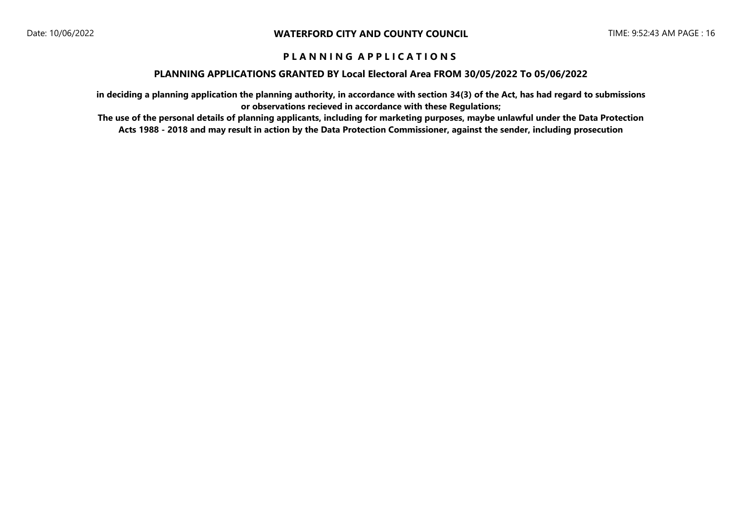## P L A N N I N G A P P L I C A T I O N S

### PLANNING APPLICATIONS GRANTED BY Local Electoral Area FROM 30/05/2022 To 05/06/2022

**in deciding a planning application the planning authority, in accordance with section 34(3) of the Act, has had regard to submissions or observations recieved in accordance with these Regulations;**

**The use of the personal details of planning applicants, including for marketing purposes, maybe unlawful under the Data Protection Acts 1988 - 2018 and may result in action by the Data Protection Commissioner, against the sender, including prosecution**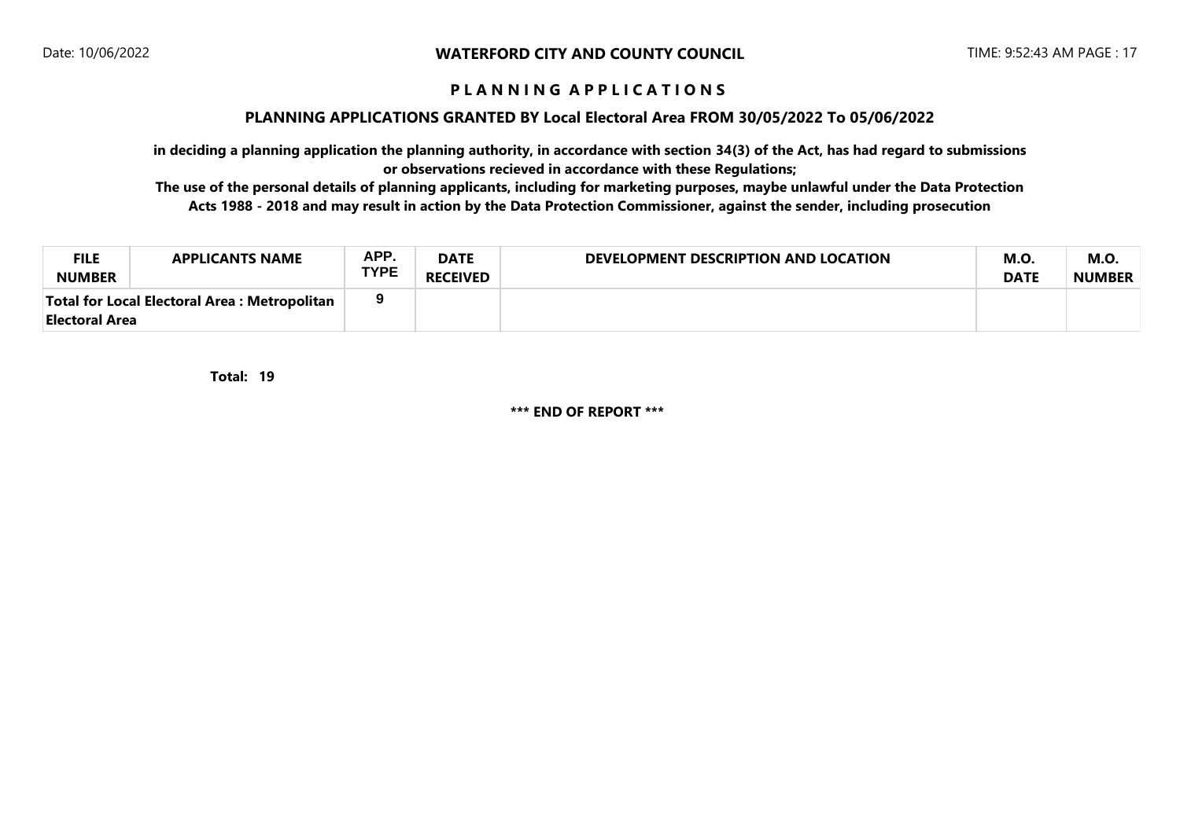**WATERFORD CITY AND COUNTY COUNCIL**

**P L A N N I N G A P P L I C A T I O N S**

**PLANNING APPLICATIONS GRANTED BY Local Electoral Area FROM 30/05/2022 To 05/06/2022**

**in deciding a planning application the planning authority, in accordance with section 34(3) of the Act, has had regard to submissions or observations recieved in accordance with these Regulations;**

**The use of the personal details of planning applicants, including for marketing purposes, maybe unlawful under the Data Protection Acts 1988 - 2018 and may result in action by the Data Protection Commissioner, against the sender, including prosecution**

| FILE NUMBER | APPLICANTS NAME | APP. TYPE | DATE RECEIVED | DEVELOPMENT DESCRIPTION AND LOCATION | M.O. DATE | M.O. NUMBER |
|---|---|---|---|---|---|---|
| **Total for Local Electoral Area : Metropolitan Electoral Area** | | 9 | | | | |

**Total: 19**

**\*\*\* END OF REPORT \*\*\***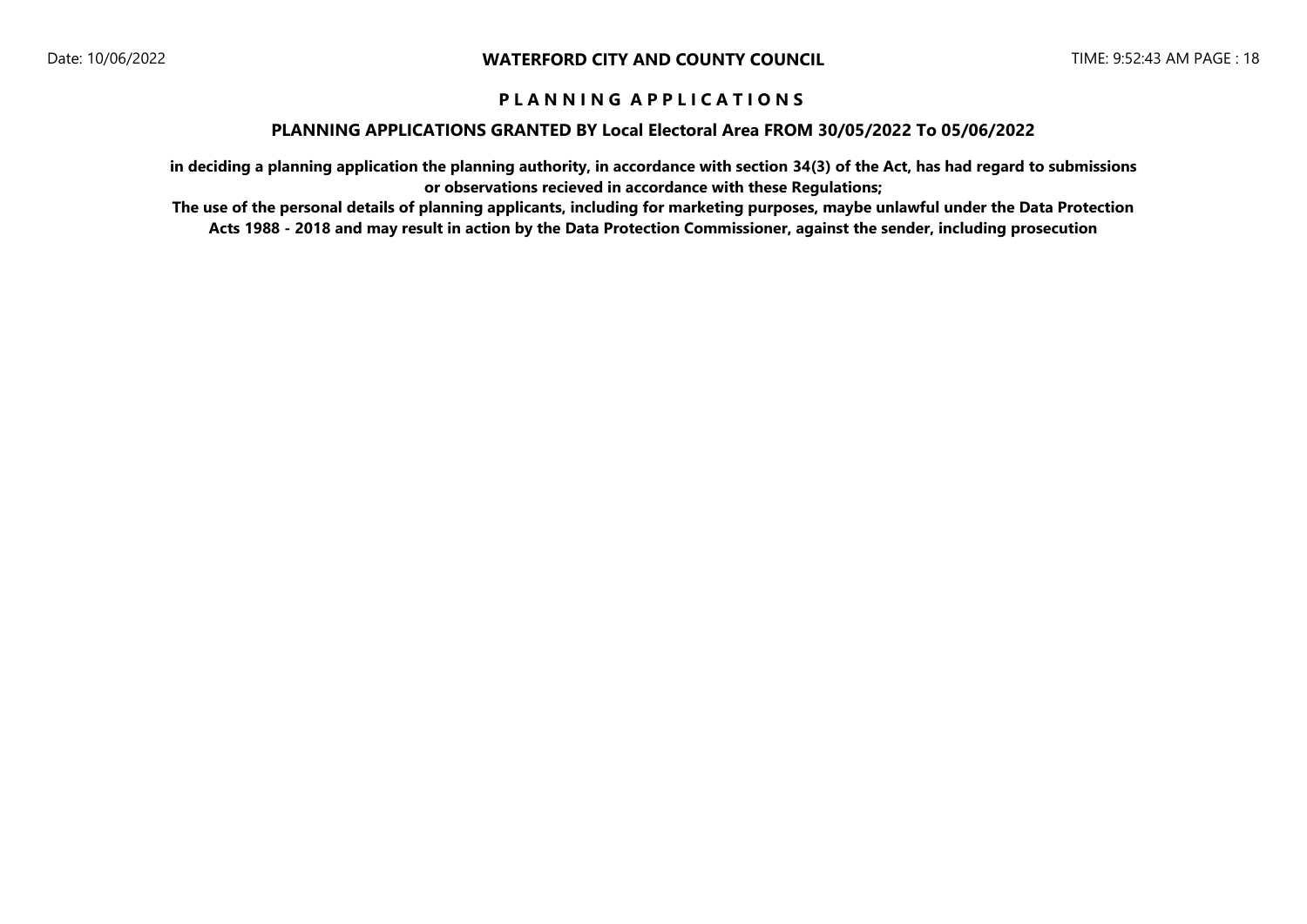# PLANNING APPLICATIONS

## PLANNING APPLICATIONS GRANTED BY Local Electoral Area FROM 30/05/2022 To 05/06/2022

**in deciding a planning application the planning authority, in accordance with section 34(3) of the Act, has had regard to submissions or observations recieved in accordance with these Regulations;**

**The use of the personal details of planning applicants, including for marketing purposes, maybe unlawful under the Data Protection Acts 1988 - 2018 and may result in action by the Data Protection Commissioner, against the sender, including prosecution**